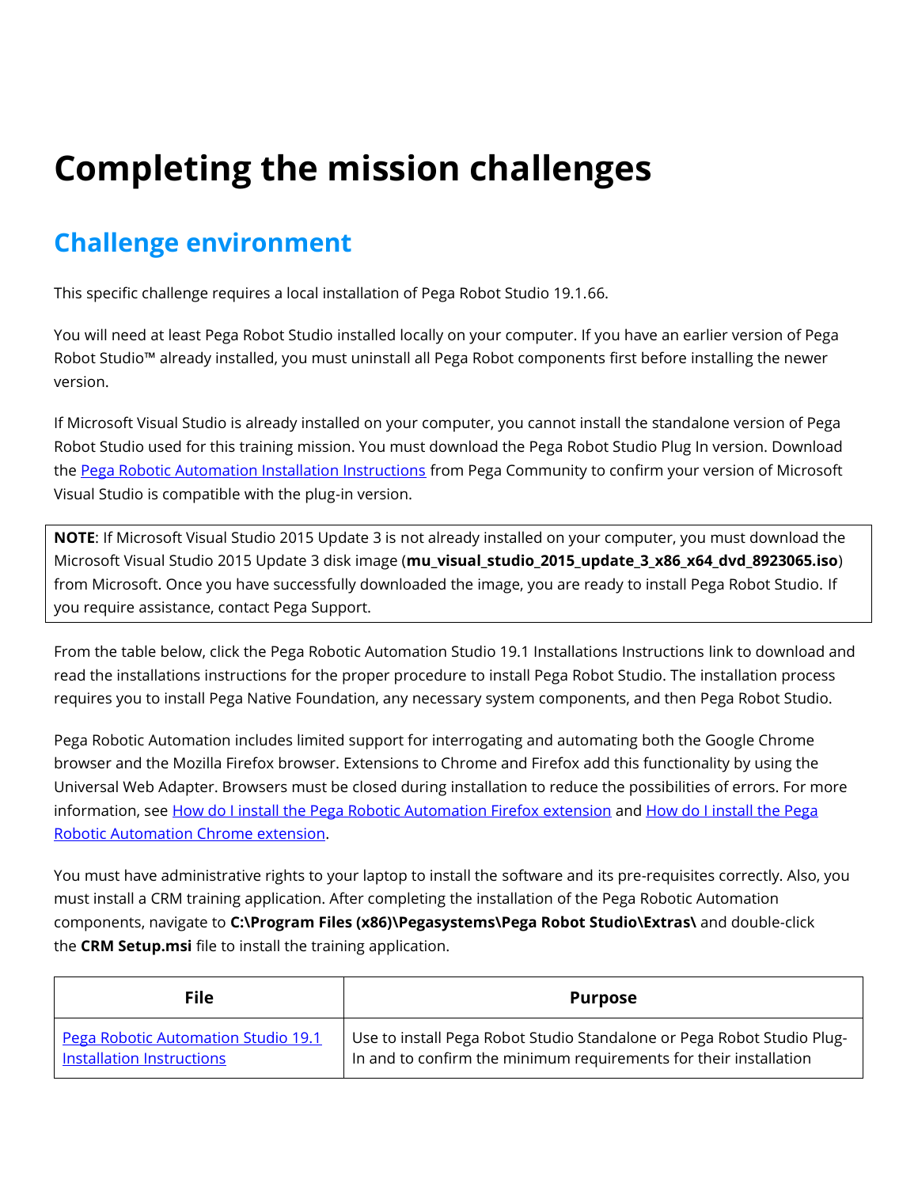# Completing the mission challenges

## Challenge environment

This specific challenge requires a local installation of Pega Robot Studio 19.1.66.

You will need at least Pega Robot Studio installed locally on your computer. If you have an earlier version of Pega Robot Studio™ already installed, you must uninstall all Pega Robot components first before installing the newer version.

If Microsoft Visual Studio is already installed on your computer, you cannot install the standalone version of Pega Robot Studio used for this training mission. You must download the Pega Robot Studio Plug In version. Download the [Pega Robotic Automation Installation Instructions]() from Pega Community to confirm your version of Microsoft Visual Studio is compatible with the plug-in version.

> **NOTE**: If Microsoft Visual Studio 2015 Update 3 is not already installed on your computer, you must download the Microsoft Visual Studio 2015 Update 3 disk image (**mu_visual_studio_2015_update_3_x86_x64_dvd_8923065.iso**) from Microsoft. Once you have successfully downloaded the image, you are ready to install Pega Robot Studio. If you require assistance, contact Pega Support.

From the table below, click the Pega Robotic Automation Studio 19.1 Installations Instructions link to download and read the installations instructions for the proper procedure to install Pega Robot Studio. The installation process requires you to install Pega Native Foundation, any necessary system components, and then Pega Robot Studio.

Pega Robotic Automation includes limited support for interrogating and automating both the Google Chrome browser and the Mozilla Firefox browser. Extensions to Chrome and Firefox add this functionality by using the Universal Web Adapter. Browsers must be closed during installation to reduce the possibilities of errors. For more information, see [How do I install the Pega Robotic Automation Firefox extension]() and [How do I install the Pega Robotic Automation Chrome extension]().

You must have administrative rights to your laptop to install the software and its pre-requisites correctly. Also, you must install a CRM training application. After completing the installation of the Pega Robotic Automation components, navigate to **C:\Program Files (x86)\Pegasystems\Pega Robot Studio\Extras\** and double-click the **CRM Setup.msi** file to install the training application.

| File | Purpose |
| --- | --- |
| [Pega Robotic Automation Studio 19.1 Installation Instructions]() | Use to install Pega Robot Studio Standalone or Pega Robot Studio Plug-In and to confirm the minimum requirements for their installation |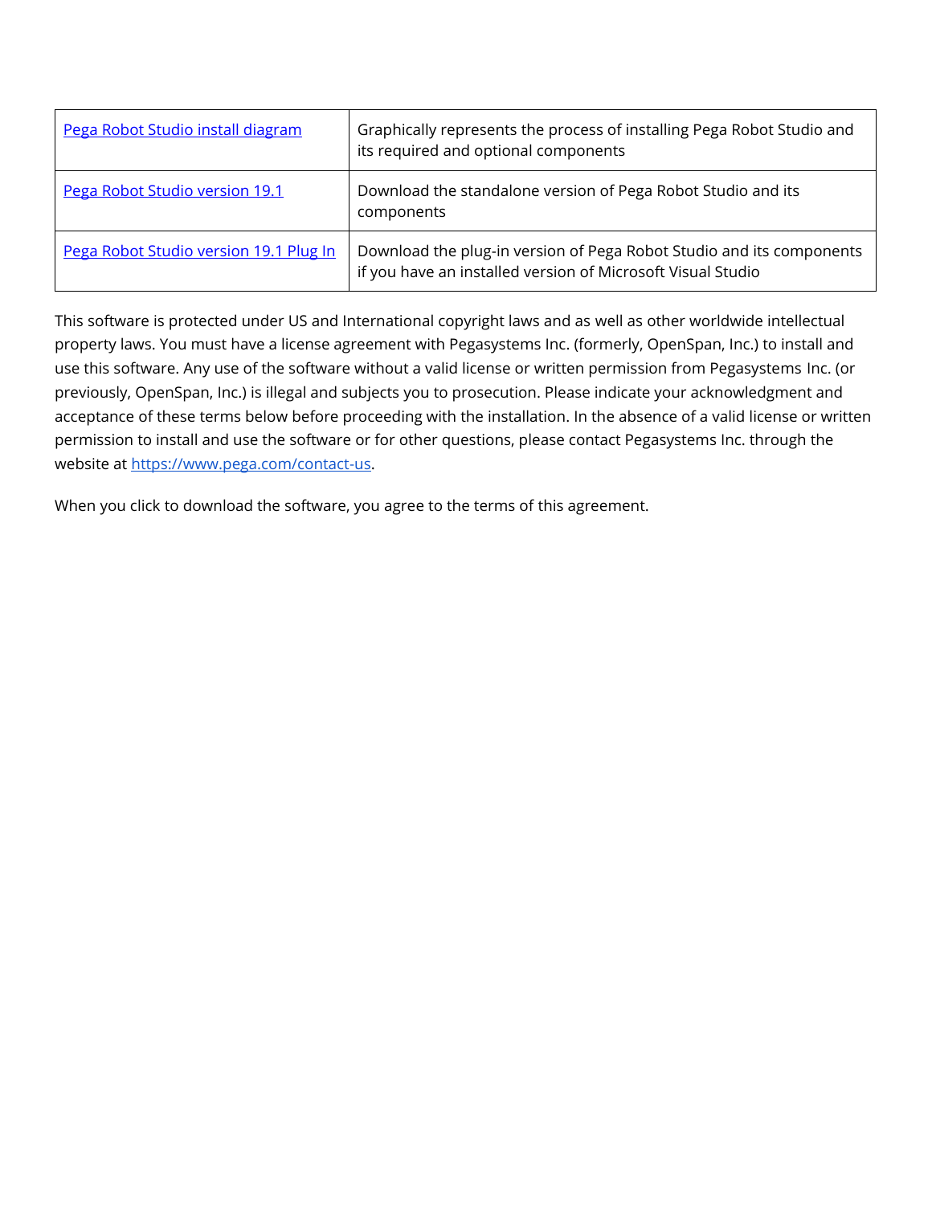| | |
|---|---|
| Pega Robot Studio install diagram | Graphically represents the process of installing Pega Robot Studio and its required and optional components |
| Pega Robot Studio version 19.1 | Download the standalone version of Pega Robot Studio and its components |
| Pega Robot Studio version 19.1 Plug In | Download the plug-in version of Pega Robot Studio and its components if you have an installed version of Microsoft Visual Studio |

This software is protected under US and International copyright laws and as well as other worldwide intellectual property laws. You must have a license agreement with Pegasystems Inc. (formerly, OpenSpan, Inc.) to install and use this software. Any use of the software without a valid license or written permission from Pegasystems Inc. (or previously, OpenSpan, Inc.) is illegal and subjects you to prosecution. Please indicate your acknowledgment and acceptance of these terms below before proceeding with the installation. In the absence of a valid license or written permission to install and use the software or for other questions, please contact Pegasystems Inc. through the website at https://www.pega.com/contact-us.

When you click to download the software, you agree to the terms of this agreement.